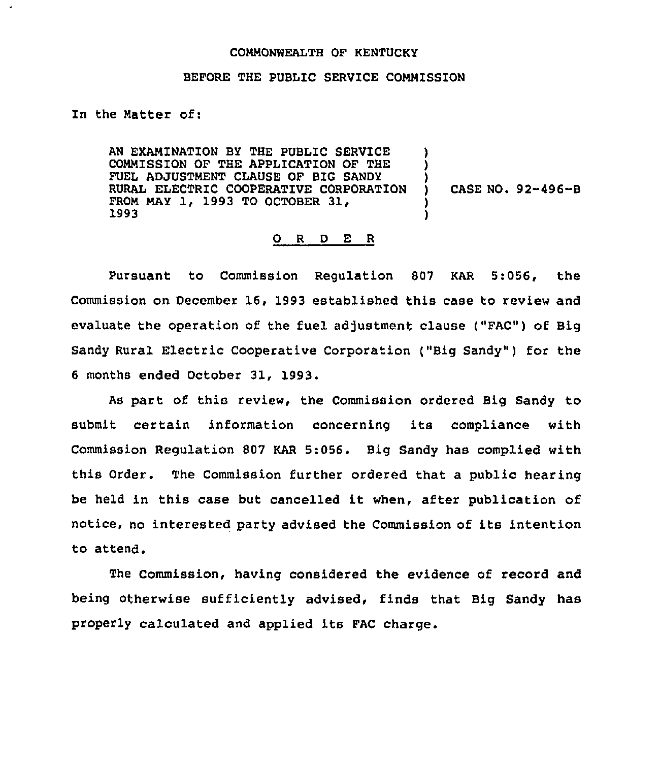COMMONWEALTH OF KENTUCKY

BEFORE THE PUBLIC SERVICE COMMISSION

In the Matter of:

| | |
|---|---|
| AN EXAMINATION BY THE PUBLIC SERVICE COMMISSION OF THE APPLICATION OF THE FUEL ADJUSTMENT CLAUSE OF BIG SANDY RURAL ELECTRIC COOPERATIVE CORPORATION FROM MAY 1, 1993 TO OCTOBER 31, 1993 | CASE NO. 92-496-B |

## O R D E R

Pursuant to Commission Regulation 807 KAR 5:056, the Commission on December 16, 1993 established this case to review and evaluate the operation of the fuel adjustment clause ("FAC") of Big Sandy Rural Electric Cooperative Corporation ("Big Sandy") for the 6 months ended October 31, 1993.

As part of this review, the Commission ordered Big Sandy to submit certain information concerning its compliance with Commission Regulation 807 KAR 5:056. Big Sandy has complied with this Order. The Commission further ordered that a public hearing be held in this case but cancelled it when, after publication of notice, no interested party advised the Commission of its intention to attend.

The Commission, having considered the evidence of record and being otherwise sufficiently advised, finds that Big Sandy has properly calculated and applied its FAC charge.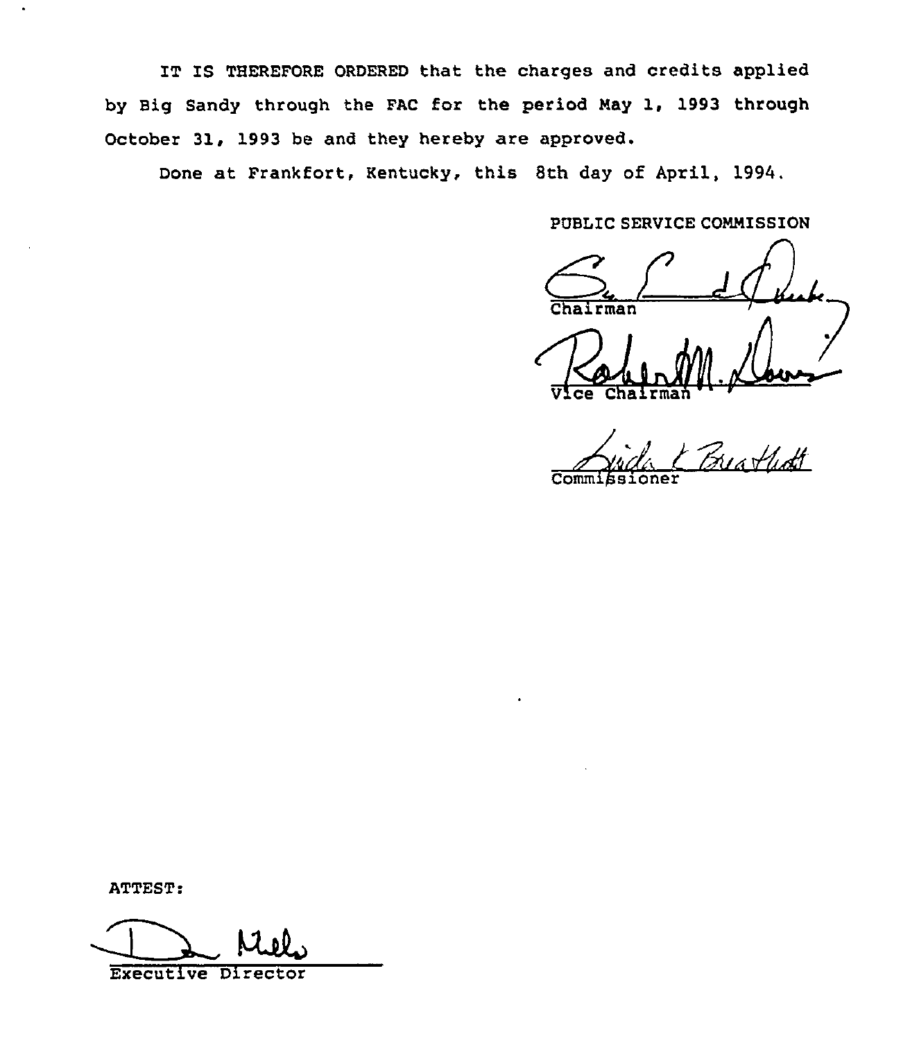IT IS THEREFORE ORDERED that the charges and credits applied by Big Sandy through the FAC for the period May 1, 1993 through October 31, 1993 be and they hereby are approved.

Done at Frankfort, Kentucky, this 8th day of April, 1994.

PUBLIC SERVICE COMMISSION

Chairman

Vice Chairman

Commissioner

ATTEST:

Executive Director